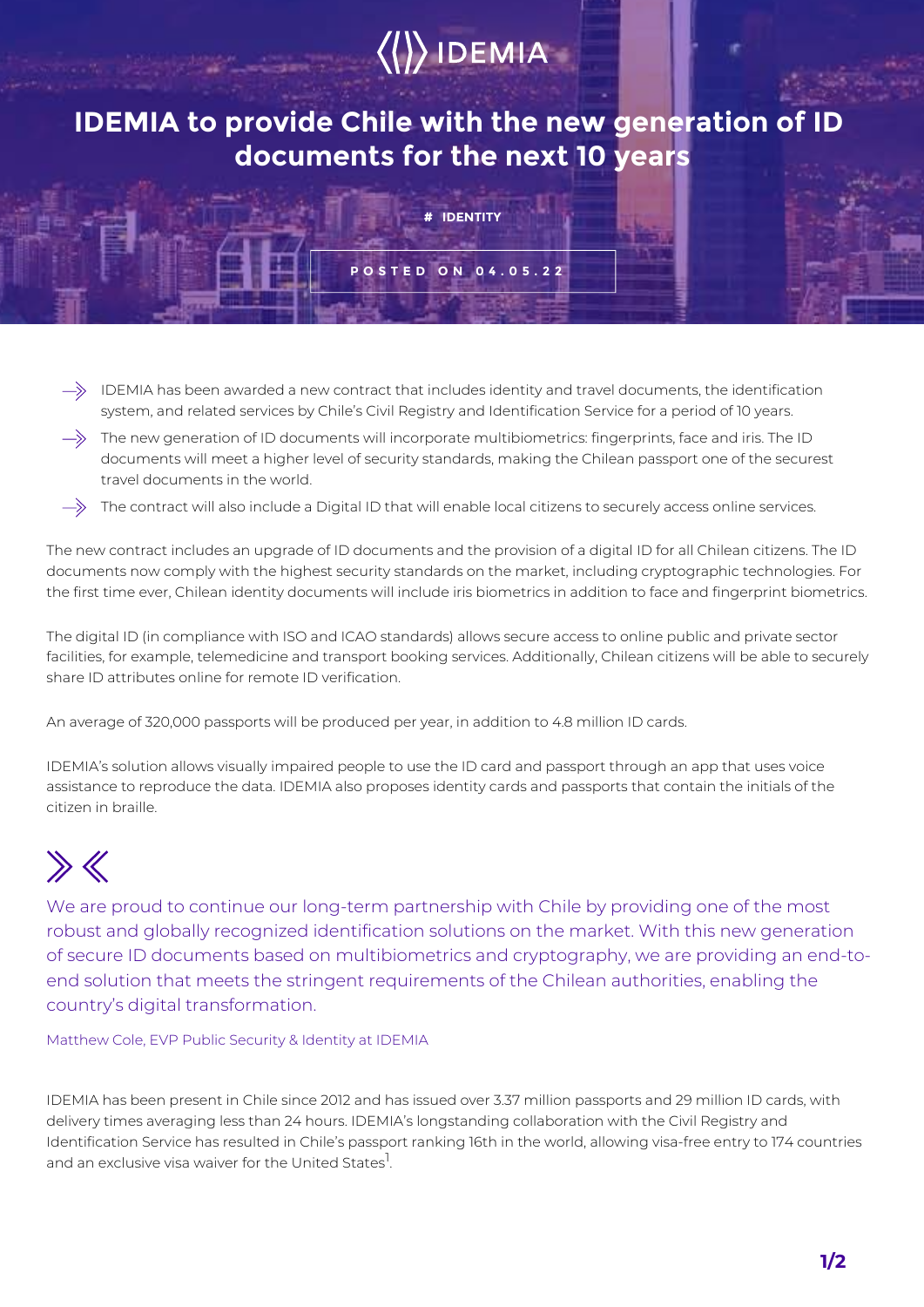IDEMIA

# IDEMIA to provide Chile with the new generation of ID documents for the next 10 years

# IDENTITY

POSTED ON 04.05.22

- IDEMIA has been awarded a new contract that includes identity and travel documents, the identification system, and related services by Chile's Civil Registry and Identification Service for a period of 10 years.
- The new generation of ID documents will incorporate multibiometrics: fingerprints, face and iris. The ID documents will meet a higher level of security standards, making the Chilean passport one of the securest travel documents in the world.
- The contract will also include a Digital ID that will enable local citizens to securely access online services.

The new contract includes an upgrade of ID documents and the provision of a digital ID for all Chilean citizens. The ID documents now comply with the highest security standards on the market, including cryptographic technologies. For the first time ever, Chilean identity documents will include iris biometrics in addition to face and fingerprint biometrics.

The digital ID (in compliance with ISO and ICAO standards) allows secure access to online public and private sector facilities, for example, telemedicine and transport booking services. Additionally, Chilean citizens will be able to securely share ID attributes online for remote ID verification.

An average of 320,000 passports will be produced per year, in addition to 4.8 million ID cards.

IDEMIA's solution allows visually impaired people to use the ID card and passport through an app that uses voice assistance to reproduce the data. IDEMIA also proposes identity cards and passports that contain the initials of the citizen in braille.

> We are proud to continue our long-term partnership with Chile by providing one of the most robust and globally recognized identification solutions on the market. With this new generation of secure ID documents based on multibiometrics and cryptography, we are providing an end-to-end solution that meets the stringent requirements of the Chilean authorities, enabling the country's digital transformation.
>
> Matthew Cole, EVP Public Security & Identity at IDEMIA

IDEMIA has been present in Chile since 2012 and has issued over 3.37 million passports and 29 million ID cards, with delivery times averaging less than 24 hours. IDEMIA's longstanding collaboration with the Civil Registry and Identification Service has resulted in Chile's passport ranking 16th in the world, allowing visa-free entry to 174 countries and an exclusive visa waiver for the United States[1].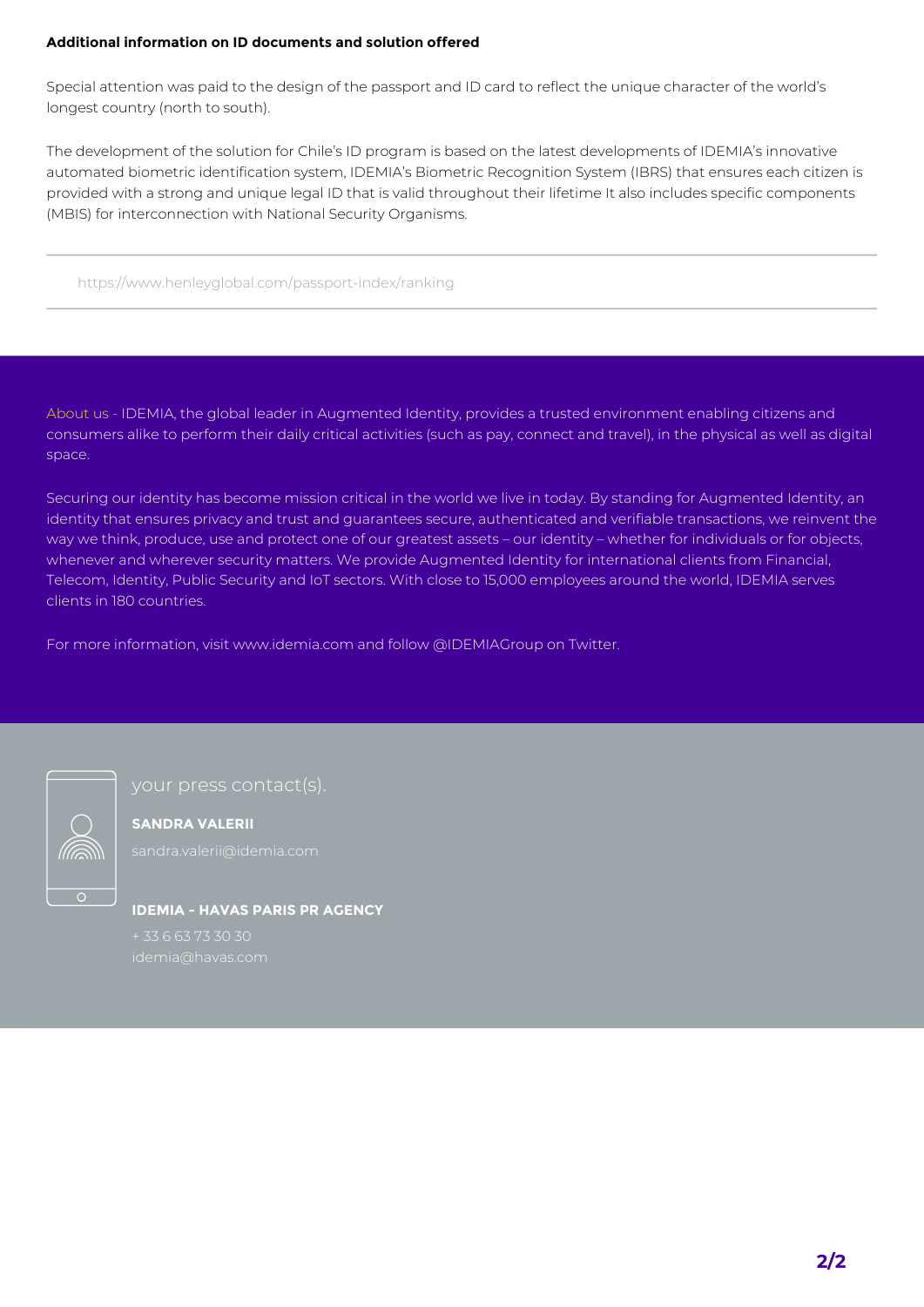**Additional information on ID documents and solution offered**

Special attention was paid to the design of the passport and ID card to reflect the unique character of the world's longest country (north to south).

The development of the solution for Chile's ID program is based on the latest developments of IDEMIA's innovative automated biometric identification system, IDEMIA's Biometric Recognition System (IBRS) that ensures each citizen is provided with a strong and unique legal ID that is valid throughout their lifetime It also includes specific components (MBIS) for interconnection with National Security Organisms.

---

https://www.henleyglobal.com/passport-index/ranking

---

About us - IDEMIA, the global leader in Augmented Identity, provides a trusted environment enabling citizens and consumers alike to perform their daily critical activities (such as pay, connect and travel), in the physical as well as digital space.

Securing our identity has become mission critical in the world we live in today. By standing for Augmented Identity, an identity that ensures privacy and trust and guarantees secure, authenticated and verifiable transactions, we reinvent the way we think, produce, use and protect one of our greatest assets – our identity – whether for individuals or for objects, whenever and wherever security matters. We provide Augmented Identity for international clients from Financial, Telecom, Identity, Public Security and IoT sectors. With close to 15,000 employees around the world, IDEMIA serves clients in 180 countries.

For more information, visit www.idemia.com and follow @IDEMIAGroup on Twitter.

your press contact(s).

**SANDRA VALERII**
sandra.valerii@idemia.com

**IDEMIA - HAVAS PARIS PR AGENCY**
+ 33 6 63 73 30 30
idemia@havas.com